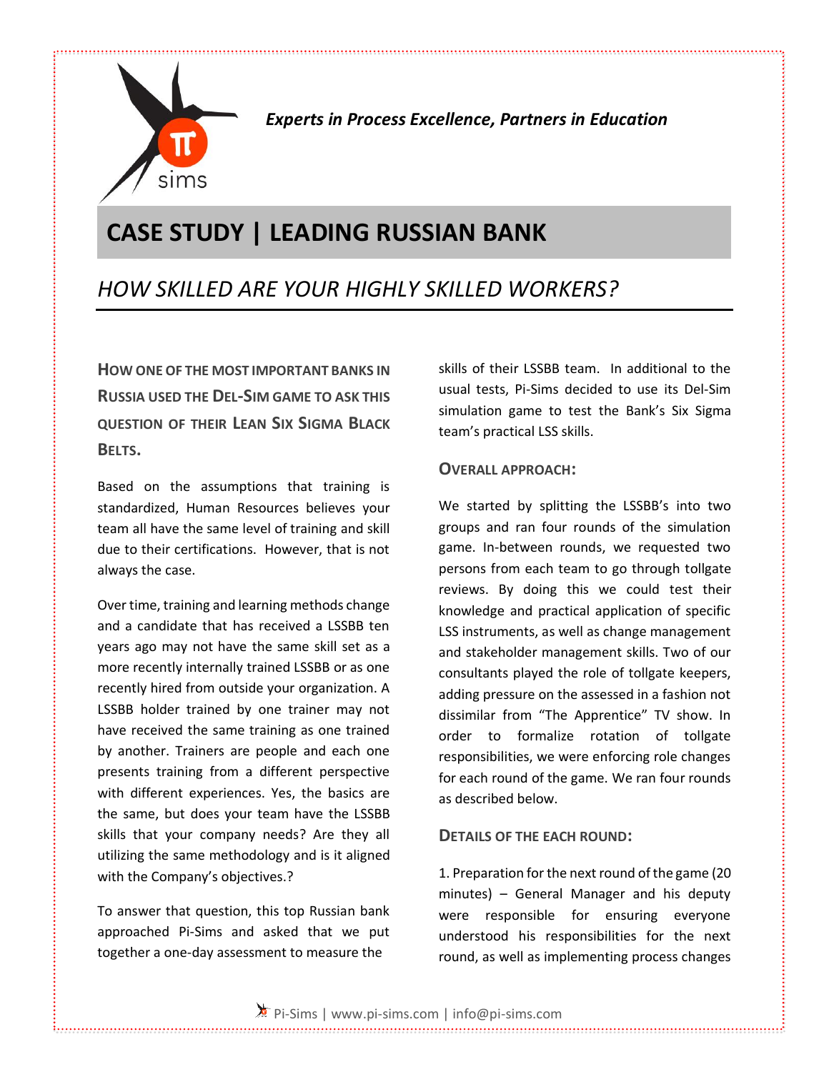*Experts in Process Excellence, Partners in Education*

# CASE STUDY | LEADING RUSSIAN BANK

## *HOW SKILLED ARE YOUR HIGHLY SKILLED WORKERS?*

**HOW ONE OF THE MOST IMPORTANT BANKS IN RUSSIA USED THE DEL-SIM GAME TO ASK THIS QUESTION OF THEIR LEAN SIX SIGMA BLACK BELTS.**

Based on the assumptions that training is standardized, Human Resources believes your team all have the same level of training and skill due to their certifications. However, that is not always the case.

Over time, training and learning methods change and a candidate that has received a LSSBB ten years ago may not have the same skill set as a more recently internally trained LSSBB or as one recently hired from outside your organization. A LSSBB holder trained by one trainer may not have received the same training as one trained by another. Trainers are people and each one presents training from a different perspective with different experiences. Yes, the basics are the same, but does your team have the LSSBB skills that your company needs? Are they all utilizing the same methodology and is it aligned with the Company's objectives.?

To answer that question, this top Russian bank approached Pi-Sims and asked that we put together a one-day assessment to measure the skills of their LSSBB team. In additional to the usual tests, Pi-Sims decided to use its Del-Sim simulation game to test the Bank's Six Sigma team's practical LSS skills.

### OVERALL APPROACH:

We started by splitting the LSSBB's into two groups and ran four rounds of the simulation game. In-between rounds, we requested two persons from each team to go through tollgate reviews. By doing this we could test their knowledge and practical application of specific LSS instruments, as well as change management and stakeholder management skills. Two of our consultants played the role of tollgate keepers, adding pressure on the assessed in a fashion not dissimilar from "The Apprentice" TV show. In order to formalize rotation of tollgate responsibilities, we were enforcing role changes for each round of the game. We ran four rounds as described below.

### DETAILS OF THE EACH ROUND:

1. Preparation for the next round of the game (20 minutes) – General Manager and his deputy were responsible for ensuring everyone understood his responsibilities for the next round, as well as implementing process changes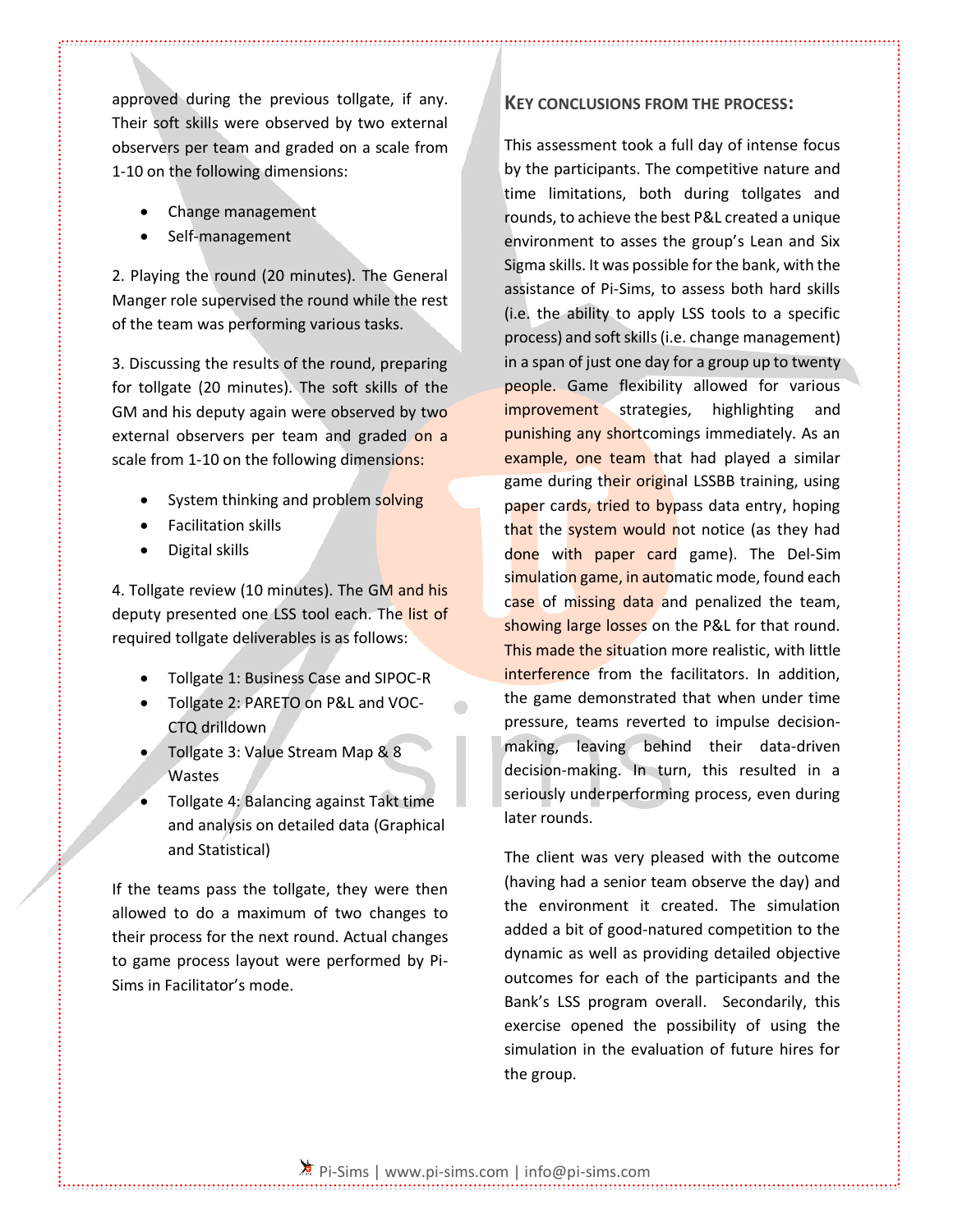approved during the previous tollgate, if any. Their soft skills were observed by two external observers per team and graded on a scale from 1-10 on the following dimensions:

- Change management
- Self-management

2. Playing the round (20 minutes). The General Manger role supervised the round while the rest of the team was performing various tasks.

3. Discussing the results of the round, preparing for tollgate (20 minutes). The soft skills of the GM and his deputy again were observed by two external observers per team and graded on a scale from 1-10 on the following dimensions:

- System thinking and problem solving
- Facilitation skills
- Digital skills

4. Tollgate review (10 minutes). The GM and his deputy presented one LSS tool each. The list of required tollgate deliverables is as follows:

- Tollgate 1: Business Case and SIPOC-R
- Tollgate 2: PARETO on P&L and VOC-CTQ drilldown
- Tollgate 3: Value Stream Map & 8 Wastes
- Tollgate 4: Balancing against Takt time and analysis on detailed data (Graphical and Statistical)

If the teams pass the tollgate, they were then allowed to do a maximum of two changes to their process for the next round. Actual changes to game process layout were performed by Pi-Sims in Facilitator's mode.

## KEY CONCLUSIONS FROM THE PROCESS:

This assessment took a full day of intense focus by the participants. The competitive nature and time limitations, both during tollgates and rounds, to achieve the best P&L created a unique environment to asses the group's Lean and Six Sigma skills. It was possible for the bank, with the assistance of Pi-Sims, to assess both hard skills (i.e. the ability to apply LSS tools to a specific process) and soft skills (i.e. change management) in a span of just one day for a group up to twenty people. Game flexibility allowed for various improvement strategies, highlighting and punishing any shortcomings immediately. As an example, one team that had played a similar game during their original LSSBB training, using paper cards, tried to bypass data entry, hoping that the system would not notice (as they had done with paper card game). The Del-Sim simulation game, in automatic mode, found each case of missing data and penalized the team, showing large losses on the P&L for that round. This made the situation more realistic, with little interference from the facilitators. In addition, the game demonstrated that when under time pressure, teams reverted to impulse decision-making, leaving behind their data-driven decision-making. In turn, this resulted in a seriously underperforming process, even during later rounds.

The client was very pleased with the outcome (having had a senior team observe the day) and the environment it created. The simulation added a bit of good-natured competition to the dynamic as well as providing detailed objective outcomes for each of the participants and the Bank's LSS program overall. Secondarily, this exercise opened the possibility of using the simulation in the evaluation of future hires for the group.